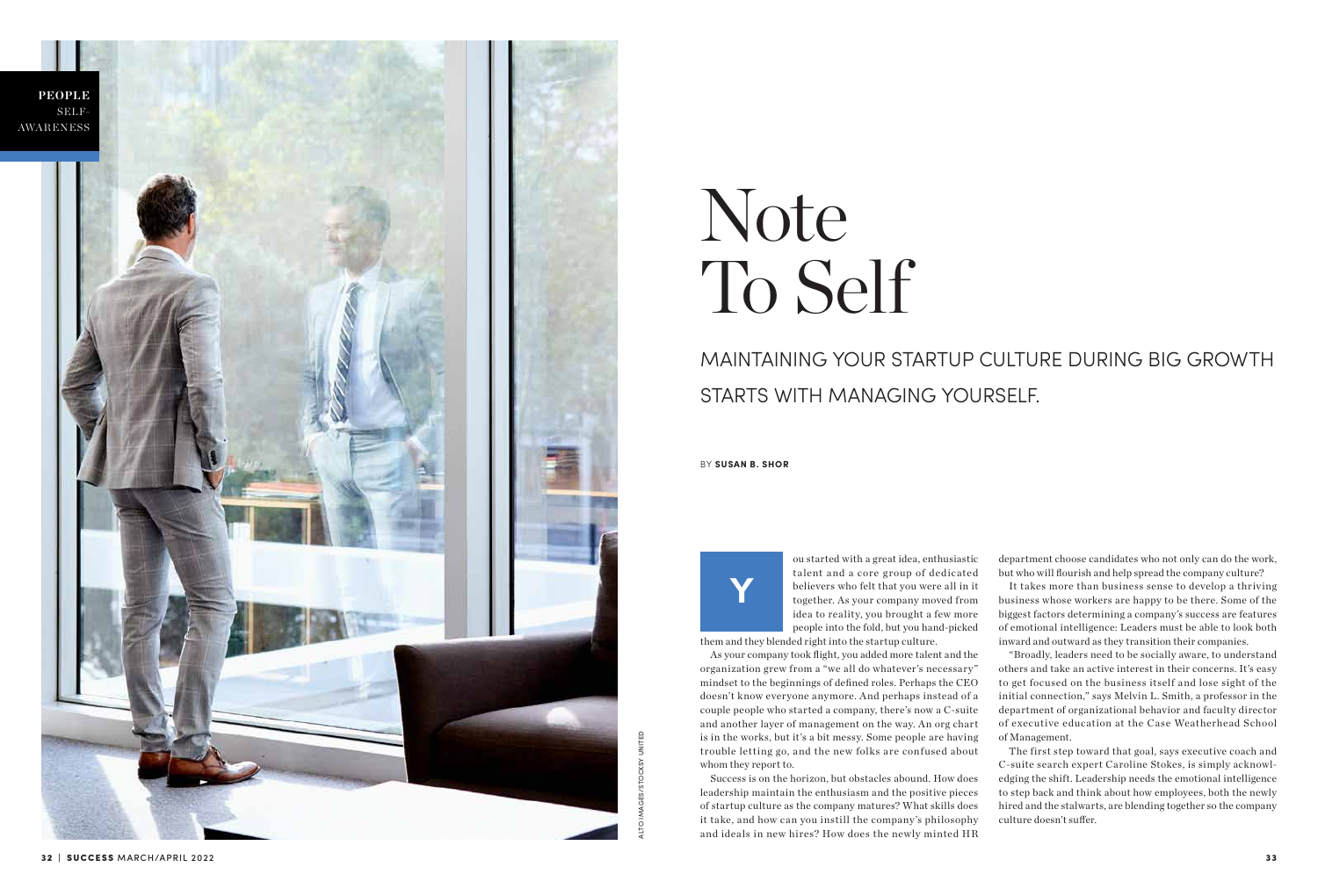PEOPLE
SELF-AWARENESS

# Note To Self

## MAINTAINING YOUR STARTUP CULTURE DURING BIG GROWTH STARTS WITH MANAGING YOURSELF.

BY **SUSAN B. SHOR**

You started with a great idea, enthusiastic talent and a core group of dedicated believers who felt that you were all in it together. As your company moved from idea to reality, you brought a few more people into the fold, but you hand-picked them and they blended right into the startup culture.

As your company took flight, you added more talent and the organization grew from a "we all do whatever's necessary" mindset to the beginnings of defined roles. Perhaps the CEO doesn't know everyone anymore. And perhaps instead of a couple people who started a company, there's now a C-suite and another layer of management on the way. An org chart is in the works, but it's a bit messy. Some people are having trouble letting go, and the new folks are confused about whom they report to.

Success is on the horizon, but obstacles abound. How does leadership maintain the enthusiasm and the positive pieces of startup culture as the company matures? What skills does it take, and how can you instill the company's philosophy and ideals in new hires? How does the newly minted HR department choose candidates who not only can do the work, but who will flourish and help spread the company culture?

It takes more than business sense to develop a thriving business whose workers are happy to be there. Some of the biggest factors determining a company's success are features of emotional intelligence: Leaders must be able to look both inward and outward as they transition their companies.

"Broadly, leaders need to be socially aware, to understand others and take an active interest in their concerns. It's easy to get focused on the business itself and lose sight of the initial connection," says Melvin L. Smith, a professor in the department of organizational behavior and faculty director of executive education at the Case Weatherhead School of Management.

The first step toward that goal, says executive coach and C-suite search expert Caroline Stokes, is simply acknowledging the shift. Leadership needs the emotional intelligence to step back and think about how employees, both the newly hired and the stalwarts, are blending together so the company culture doesn't suffer.

ALTO IMAGES/STOCKSY UNITED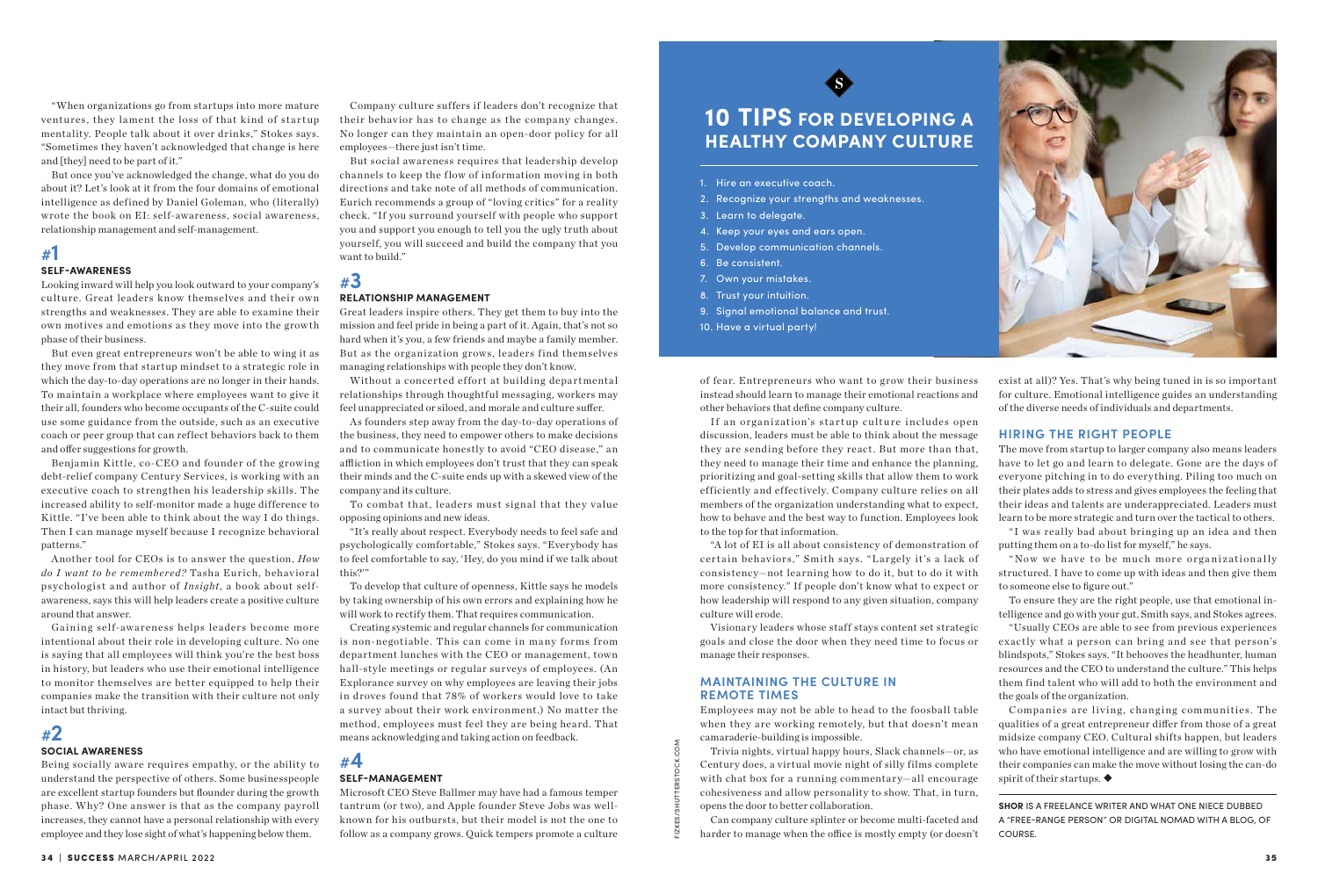"When organizations go from startups into more mature ventures, they lament the loss of that kind of startup mentality. People talk about it over drinks," Stokes says. "Sometimes they haven't acknowledged that change is here and [they] need to be part of it."

But once you've acknowledged the change, what do you do about it? Let's look at it from the four domains of emotional intelligence as defined by Daniel Goleman, who (literally) wrote the book on EI: self-awareness, social awareness, relationship management and self-management.

## #1

### SELF-AWARENESS

Looking inward will help you look outward to your company's culture. Great leaders know themselves and their own strengths and weaknesses. They are able to examine their own motives and emotions as they move into the growth phase of their business.

But even great entrepreneurs won't be able to wing it as they move from that startup mindset to a strategic role in which the day-to-day operations are no longer in their hands. To maintain a workplace where employees want to give it their all, founders who become occupants of the C-suite could use some guidance from the outside, such as an executive coach or peer group that can reflect behaviors back to them and offer suggestions for growth.

Benjamin Kittle, co-CEO and founder of the growing debt-relief company Century Services, is working with an executive coach to strengthen his leadership skills. The increased ability to self-monitor made a huge difference to Kittle. "I've been able to think about the way I do things. Then I can manage myself because I recognize behavioral patterns."

Another tool for CEOs is to answer the question, *How do I want to be remembered?* Tasha Eurich, behavioral psychologist and author of *Insight*, a book about self-awareness, says this will help leaders create a positive culture around that answer.

Gaining self-awareness helps leaders become more intentional about their role in developing culture. No one is saying that all employees will think you're the best boss in history, but leaders who use their emotional intelligence to monitor themselves are better equipped to help their companies make the transition with their culture not only intact but thriving.

## #2

### SOCIAL AWARENESS

Being socially aware requires empathy, or the ability to understand the perspective of others. Some businesspeople are excellent startup founders but flounder during the growth phase. Why? One answer is that as the company payroll increases, they cannot have a personal relationship with every employee and they lose sight of what's happening below them.

Company culture suffers if leaders don't recognize that their behavior has to change as the company changes. No longer can they maintain an open-door policy for all employees—there just isn't time.

But social awareness requires that leadership develop channels to keep the flow of information moving in both directions and take note of all methods of communication. Eurich recommends a group of "loving critics" for a reality check. "If you surround yourself with people who support you and support you enough to tell you the ugly truth about yourself, you will succeed and build the company that you want to build."

## #3

### RELATIONSHIP MANAGEMENT

Great leaders inspire others. They get them to buy into the mission and feel pride in being a part of it. Again, that's not so hard when it's you, a few friends and maybe a family member. But as the organization grows, leaders find themselves managing relationships with people they don't know.

Without a concerted effort at building departmental relationships through thoughtful messaging, workers may feel unappreciated or siloed, and morale and culture suffer.

As founders step away from the day-to-day operations of the business, they need to empower others to make decisions and to communicate honestly to avoid "CEO disease," an affliction in which employees don't trust that they can speak their minds and the C-suite ends up with a skewed view of the company and its culture.

To combat that, leaders must signal that they value opposing opinions and new ideas.

"It's really about respect. Everybody needs to feel safe and psychologically comfortable," Stokes says. "Everybody has to feel comfortable to say, 'Hey, do you mind if we talk about this?'"

To develop that culture of openness, Kittle says he models by taking ownership of his own errors and explaining how he will work to rectify them. That requires communication.

Creating systemic and regular channels for communication is non-negotiable. This can come in many forms from department lunches with the CEO or management, town hall-style meetings or regular surveys of employees. (An Explorance survey on why employees are leaving their jobs in droves found that 78% of workers would love to take a survey about their work environment.) No matter the method, employees must feel they are being heard. That means acknowledging and taking action on feedback.

## #4

### SELF-MANAGEMENT

Microsoft CEO Steve Ballmer may have had a famous temper tantrum (or two), and Apple founder Steve Jobs was well-known for his outbursts, but their model is not the one to follow as a company grows. Quick tempers promote a culture of fear. Entrepreneurs who want to grow their business instead should learn to manage their emotional reactions and other behaviors that define company culture.

If an organization's startup culture includes open discussion, leaders must be able to think about the message they are sending before they react. But more than that, they need to manage their time and enhance the planning, prioritizing and goal-setting skills that allow them to work efficiently and effectively. Company culture relies on all members of the organization understanding what to expect, how to behave and the best way to function. Employees look to the top for that information.

"A lot of EI is all about consistency of demonstration of certain behaviors," Smith says. "Largely it's a lack of consistency—not learning how to do it, but to do it with more consistency." If people don't know what to expect or how leadership will respond to any given situation, company culture will erode.

Visionary leaders whose staff stays content set strategic goals and close the door when they need time to focus or manage their responses.

## 10 TIPS FOR DEVELOPING A HEALTHY COMPANY CULTURE

1. Hire an executive coach.
2. Recognize your strengths and weaknesses.
3. Learn to delegate.
4. Keep your eyes and ears open.
5. Develop communication channels.
6. Be consistent.
7. Own your mistakes.
8. Trust your intuition.
9. Signal emotional balance and trust.
10. Have a virtual party!

### MAINTAINING THE CULTURE IN REMOTE TIMES

Employees may not be able to head to the foosball table when they are working remotely, but that doesn't mean camaraderie-building is impossible.

Trivia nights, virtual happy hours, Slack channels—or, as Century does, a virtual movie night of silly films complete with chat box for a running commentary—all encourage cohesiveness and allow personality to show. That, in turn, opens the door to better collaboration.

Can company culture splinter or become multi-faceted and harder to manage when the office is mostly empty (or doesn't exist at all)? Yes. That's why being tuned in is so important for culture. Emotional intelligence guides an understanding of the diverse needs of individuals and departments.

### HIRING THE RIGHT PEOPLE

The move from startup to larger company also means leaders have to let go and learn to delegate. Gone are the days of everyone pitching in to do everything. Piling too much on their plates adds to stress and gives employees the feeling that their ideas and talents are underappreciated. Leaders must learn to be more strategic and turn over the tactical to others.

"I was really bad about bringing up an idea and then putting them on a to-do list for myself," he says.

"Now we have to be much more organizationally structured. I have to come up with ideas and then give them to someone else to figure out."

To ensure they are the right people, use that emotional intelligence and go with your gut, Smith says, and Stokes agrees.

"Usually CEOs are able to see from previous experiences exactly what a person can bring and see that person's blindspots," Stokes says. "It behooves the headhunter, human resources and the CEO to understand the culture." This helps them find talent who will add to both the environment and the goals of the organization.

Companies are living, changing communities. The qualities of a great entrepreneur differ from those of a great midsize company CEO. Cultural shifts happen, but leaders who have emotional intelligence and are willing to grow with their companies can make the move without losing the can-do spirit of their startups. ◆

**SHOR** IS A FREELANCE WRITER AND WHAT ONE NIECE DUBBED A "FREE-RANGE PERSON" OR DIGITAL NOMAD WITH A BLOG, OF COURSE.